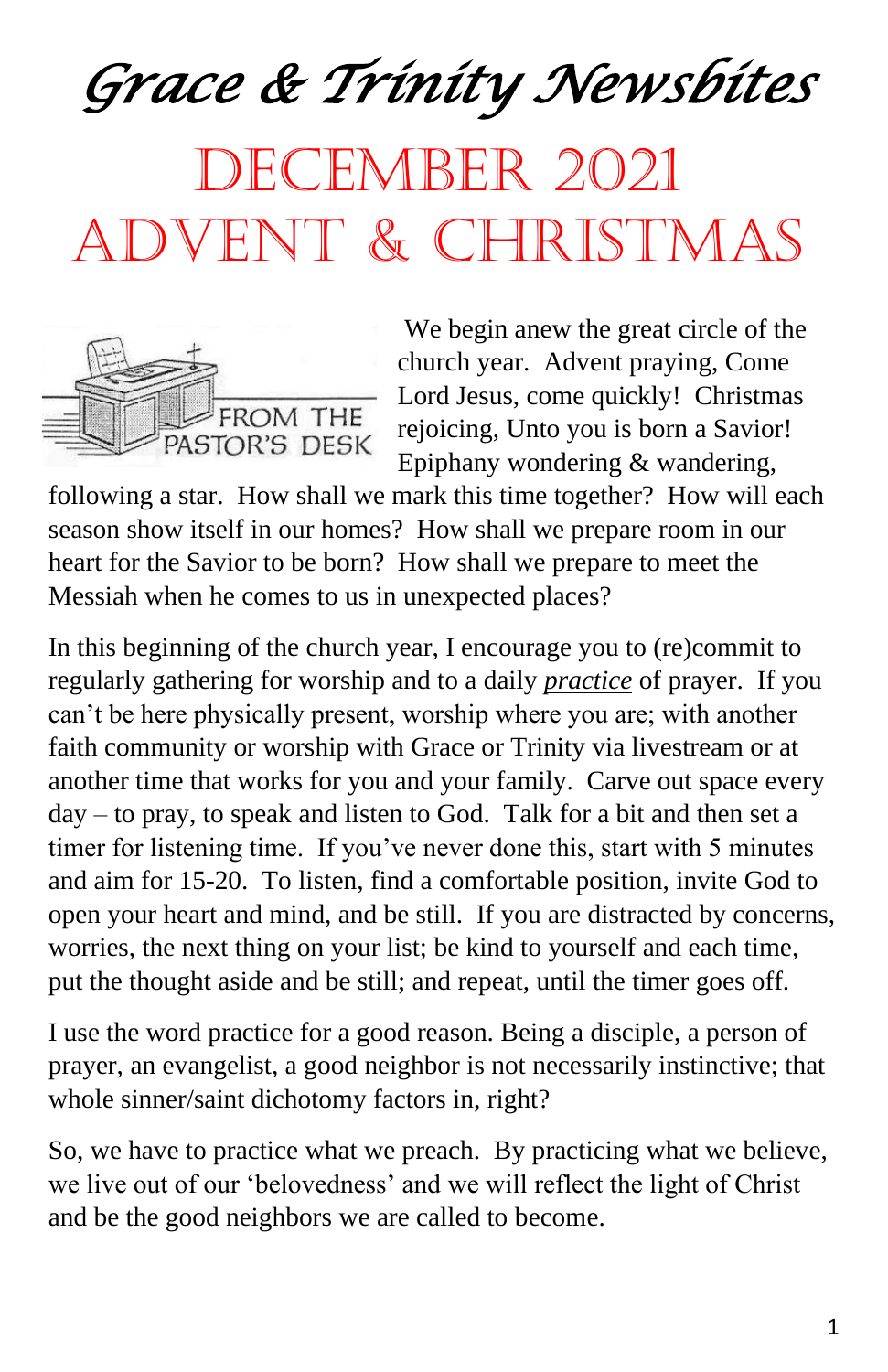# Grace & Trinity Newsbites

# December 2021
# Advent & Christmas

## From the Pastor's Desk

We begin anew the great circle of the church year. Advent praying, Come Lord Jesus, come quickly! Christmas rejoicing, Unto you is born a Savior! Epiphany wondering & wandering, following a star. How shall we mark this time together? How will each season show itself in our homes? How shall we prepare room in our heart for the Savior to be born? How shall we prepare to meet the Messiah when he comes to us in unexpected places?

In this beginning of the church year, I encourage you to (re)commit to regularly gathering for worship and to a daily ***practice*** of prayer. If you can't be here physically present, worship where you are; with another faith community or worship with Grace or Trinity via livestream or at another time that works for you and your family. Carve out space every day – to pray, to speak and listen to God. Talk for a bit and then set a timer for listening time. If you've never done this, start with 5 minutes and aim for 15-20. To listen, find a comfortable position, invite God to open your heart and mind, and be still. If you are distracted by concerns, worries, the next thing on your list; be kind to yourself and each time, put the thought aside and be still; and repeat, until the timer goes off.

I use the word practice for a good reason. Being a disciple, a person of prayer, an evangelist, a good neighbor is not necessarily instinctive; that whole sinner/saint dichotomy factors in, right?

So, we have to practice what we preach. By practicing what we believe, we live out of our 'belovedness' and we will reflect the light of Christ and be the good neighbors we are called to become.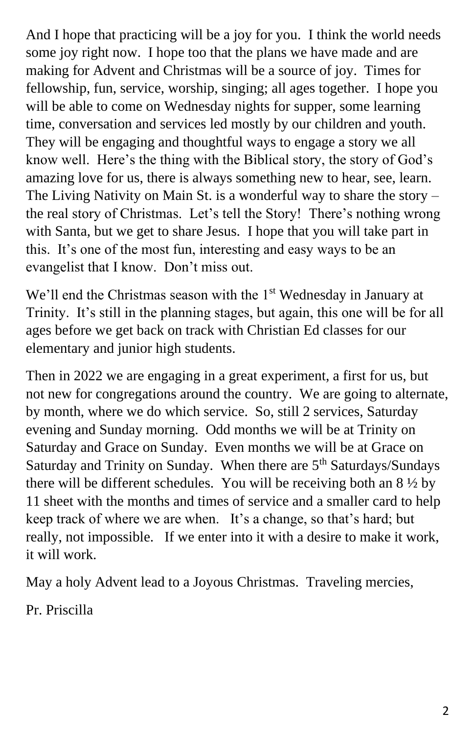And I hope that practicing will be a joy for you. I think the world needs some joy right now. I hope too that the plans we have made and are making for Advent and Christmas will be a source of joy. Times for fellowship, fun, service, worship, singing; all ages together. I hope you will be able to come on Wednesday nights for supper, some learning time, conversation and services led mostly by our children and youth. They will be engaging and thoughtful ways to engage a story we all know well. Here's the thing with the Biblical story, the story of God's amazing love for us, there is always something new to hear, see, learn. The Living Nativity on Main St. is a wonderful way to share the story – the real story of Christmas. Let's tell the Story! There's nothing wrong with Santa, but we get to share Jesus. I hope that you will take part in this. It's one of the most fun, interesting and easy ways to be an evangelist that I know. Don't miss out.

We'll end the Christmas season with the 1st Wednesday in January at Trinity. It's still in the planning stages, but again, this one will be for all ages before we get back on track with Christian Ed classes for our elementary and junior high students.

Then in 2022 we are engaging in a great experiment, a first for us, but not new for congregations around the country. We are going to alternate, by month, where we do which service. So, still 2 services, Saturday evening and Sunday morning. Odd months we will be at Trinity on Saturday and Grace on Sunday. Even months we will be at Grace on Saturday and Trinity on Sunday. When there are 5th Saturdays/Sundays there will be different schedules. You will be receiving both an 8 ½ by 11 sheet with the months and times of service and a smaller card to help keep track of where we are when. It's a change, so that's hard; but really, not impossible. If we enter into it with a desire to make it work, it will work.

May a holy Advent lead to a Joyous Christmas. Traveling mercies,

Pr. Priscilla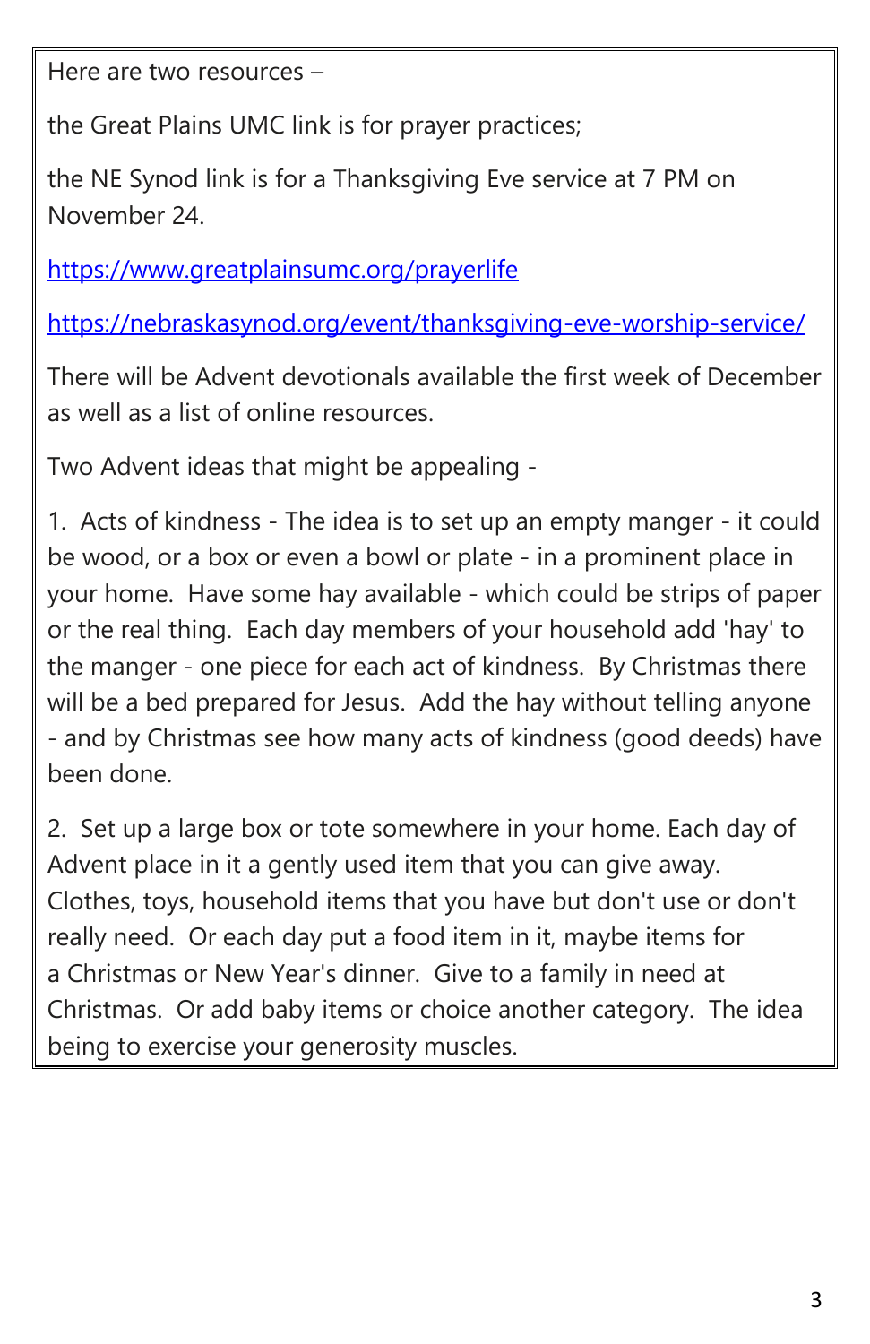Here are two resources –

the Great Plains UMC link is for prayer practices;

the NE Synod link is for a Thanksgiving Eve service at 7 PM on November 24.

https://www.greatplainsumc.org/prayerlife

https://nebraskasynod.org/event/thanksgiving-eve-worship-service/

There will be Advent devotionals available the first week of December as well as a list of online resources.

Two Advent ideas that might be appealing -

1. Acts of kindness - The idea is to set up an empty manger - it could be wood, or a box or even a bowl or plate - in a prominent place in your home. Have some hay available - which could be strips of paper or the real thing. Each day members of your household add 'hay' to the manger - one piece for each act of kindness. By Christmas there will be a bed prepared for Jesus. Add the hay without telling anyone - and by Christmas see how many acts of kindness (good deeds) have been done.

2. Set up a large box or tote somewhere in your home. Each day of Advent place in it a gently used item that you can give away. Clothes, toys, household items that you have but don't use or don't really need. Or each day put a food item in it, maybe items for a Christmas or New Year's dinner. Give to a family in need at Christmas. Or add baby items or choice another category. The idea being to exercise your generosity muscles.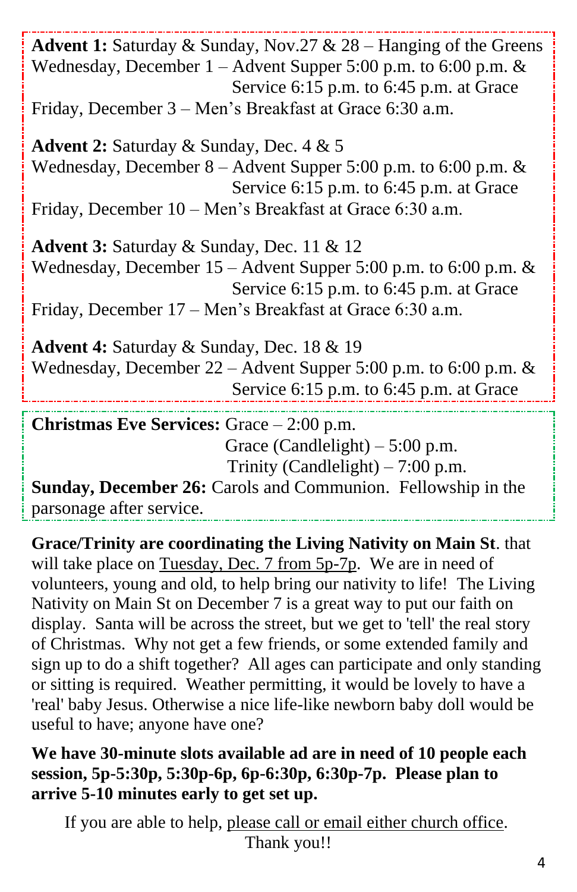**Advent 1:** Saturday & Sunday, Nov.27 & 28 – Hanging of the Greens
Wednesday, December 1 – Advent Supper 5:00 p.m. to 6:00 p.m. & Service 6:15 p.m. to 6:45 p.m. at Grace
Friday, December 3 – Men's Breakfast at Grace 6:30 a.m.

**Advent 2:** Saturday & Sunday, Dec. 4 & 5
Wednesday, December 8 – Advent Supper 5:00 p.m. to 6:00 p.m. & Service 6:15 p.m. to 6:45 p.m. at Grace
Friday, December 10 – Men's Breakfast at Grace 6:30 a.m.

**Advent 3:** Saturday & Sunday, Dec. 11 & 12
Wednesday, December 15 – Advent Supper 5:00 p.m. to 6:00 p.m. & Service 6:15 p.m. to 6:45 p.m. at Grace
Friday, December 17 – Men's Breakfast at Grace 6:30 a.m.

**Advent 4:** Saturday & Sunday, Dec. 18 & 19
Wednesday, December 22 – Advent Supper 5:00 p.m. to 6:00 p.m. & Service 6:15 p.m. to 6:45 p.m. at Grace

**Christmas Eve Services:** Grace – 2:00 p.m.
Grace (Candlelight) – 5:00 p.m.
Trinity (Candlelight) – 7:00 p.m.
**Sunday, December 26:** Carols and Communion. Fellowship in the parsonage after service.

**Grace/Trinity are coordinating the Living Nativity on Main St**. that will take place on Tuesday, Dec. 7 from 5p-7p. We are in need of volunteers, young and old, to help bring our nativity to life! The Living Nativity on Main St on December 7 is a great way to put our faith on display. Santa will be across the street, but we get to 'tell' the real story of Christmas. Why not get a few friends, or some extended family and sign up to do a shift together? All ages can participate and only standing or sitting is required. Weather permitting, it would be lovely to have a 'real' baby Jesus. Otherwise a nice life-like newborn baby doll would be useful to have; anyone have one?

**We have 30-minute slots available ad are in need of 10 people each session, 5p-5:30p, 5:30p-6p, 6p-6:30p, 6:30p-7p. Please plan to arrive 5-10 minutes early to get set up.**

If you are able to help, please call or email either church office.
Thank you!!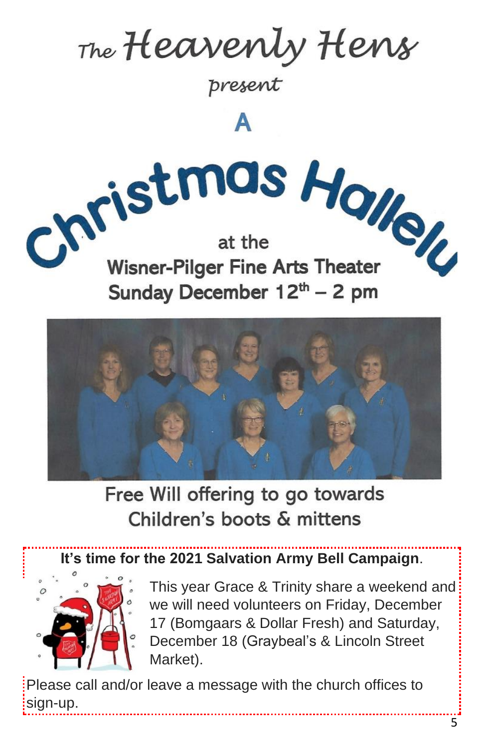# The Heavenly Hens

*present*

# A Christmas Hallelu

at the

**Wisner-Pilger Fine Arts Theater**

**Sunday December 12th – 2 pm**

Free Will offering to go towards Children's boots & mittens

**It's time for the 2021 Salvation Army Bell Campaign**.

This year Grace & Trinity share a weekend and we will need volunteers on Friday, December 17 (Bomgaars & Dollar Fresh) and Saturday, December 18 (Graybeal's & Lincoln Street Market).

Please call and/or leave a message with the church offices to sign-up.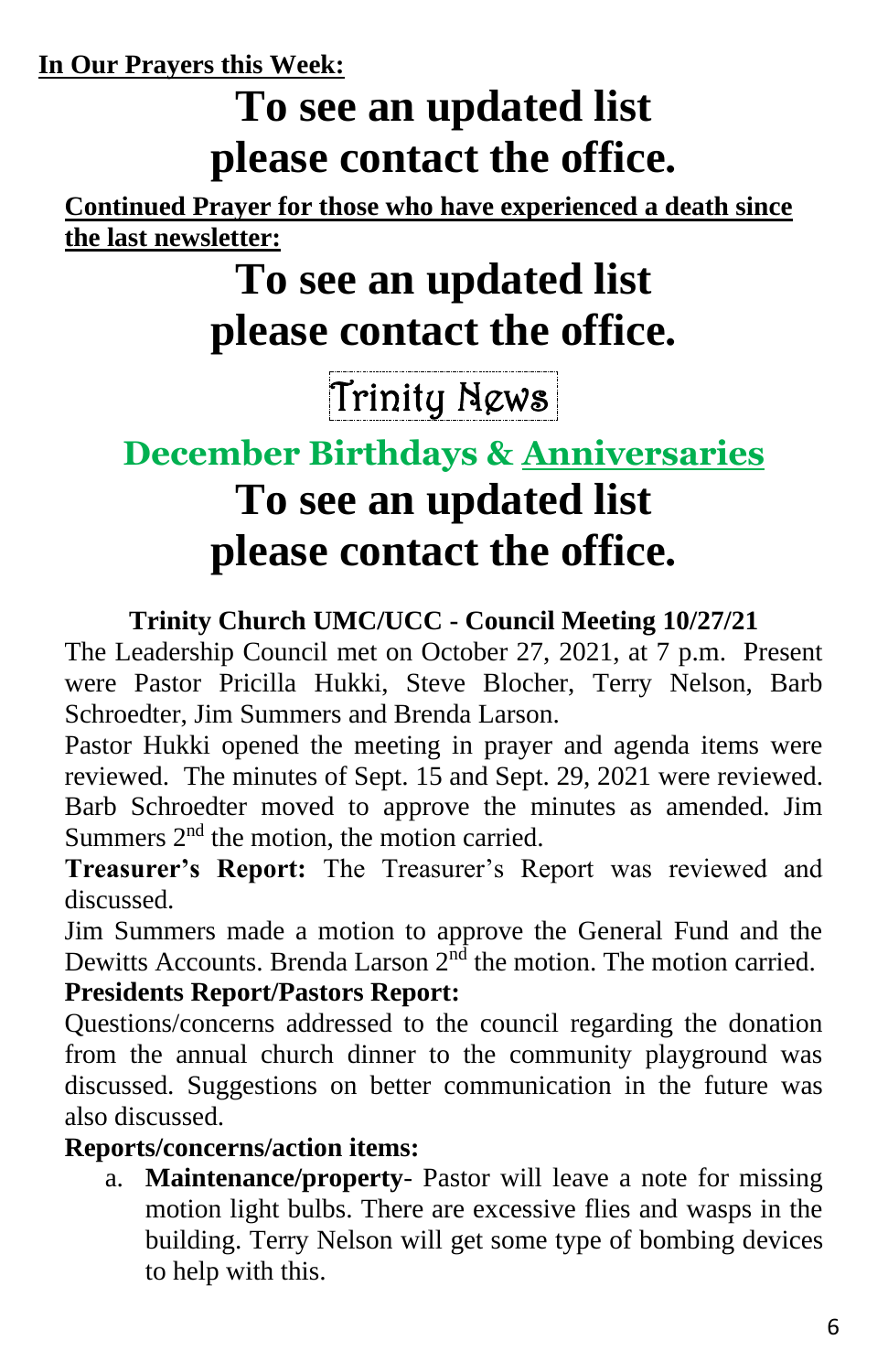**In Our Prayers this Week:**

# To see an updated list please contact the office.

**Continued Prayer for those who have experienced a death since the last newsletter:**

# To see an updated list please contact the office.

## Trinity News

## December Birthdays & Anniversaries

# To see an updated list please contact the office.

### Trinity Church UMC/UCC - Council Meeting 10/27/21

The Leadership Council met on October 27, 2021, at 7 p.m. Present were Pastor Pricilla Hukki, Steve Blocher, Terry Nelson, Barb Schroedter, Jim Summers and Brenda Larson.

Pastor Hukki opened the meeting in prayer and agenda items were reviewed. The minutes of Sept. 15 and Sept. 29, 2021 were reviewed. Barb Schroedter moved to approve the minutes as amended. Jim Summers 2nd the motion, the motion carried.

**Treasurer's Report:** The Treasurer's Report was reviewed and discussed.

Jim Summers made a motion to approve the General Fund and the Dewitts Accounts. Brenda Larson 2nd the motion. The motion carried.

**Presidents Report/Pastors Report:**

Questions/concerns addressed to the council regarding the donation from the annual church dinner to the community playground was discussed. Suggestions on better communication in the future was also discussed.

**Reports/concerns/action items:**

a. **Maintenance/property**- Pastor will leave a note for missing motion light bulbs. There are excessive flies and wasps in the building. Terry Nelson will get some type of bombing devices to help with this.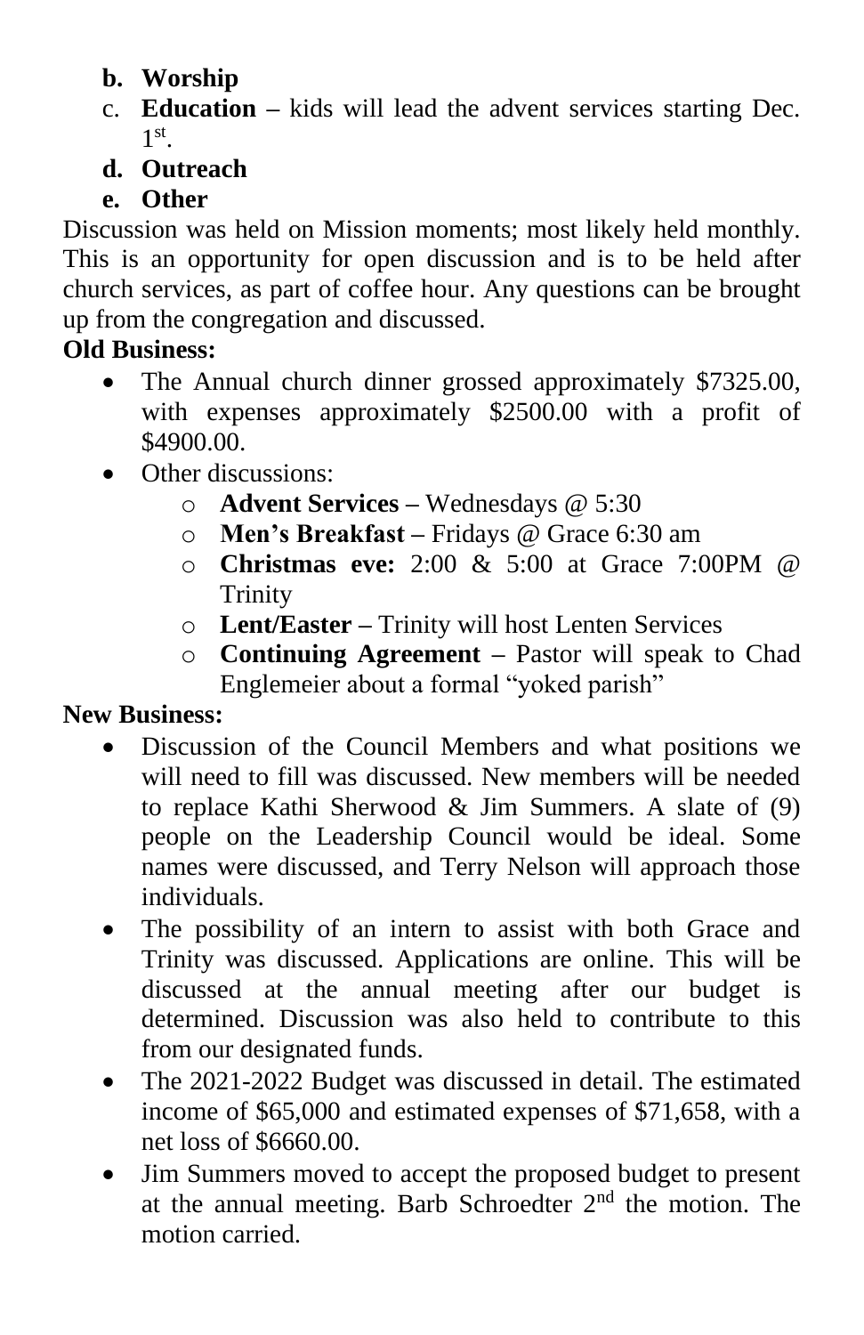b. **Worship**

c. **Education –** kids will lead the advent services starting Dec. 1st.

d. **Outreach**

e. **Other**

Discussion was held on Mission moments; most likely held monthly. This is an opportunity for open discussion and is to be held after church services, as part of coffee hour. Any questions can be brought up from the congregation and discussed.

**Old Business:**

- The Annual church dinner grossed approximately $7325.00, with expenses approximately $2500.00 with a profit of $4900.00.
- Other discussions:
    - **Advent Services –** Wednesdays @ 5:30
    - **Men's Breakfast –** Fridays @ Grace 6:30 am
    - **Christmas eve:** 2:00 & 5:00 at Grace 7:00PM @ Trinity
    - **Lent/Easter –** Trinity will host Lenten Services
    - **Continuing Agreement –** Pastor will speak to Chad Englemeier about a formal "yoked parish"

**New Business:**

- Discussion of the Council Members and what positions we will need to fill was discussed. New members will be needed to replace Kathi Sherwood & Jim Summers. A slate of (9) people on the Leadership Council would be ideal. Some names were discussed, and Terry Nelson will approach those individuals.
- The possibility of an intern to assist with both Grace and Trinity was discussed. Applications are online. This will be discussed at the annual meeting after our budget is determined. Discussion was also held to contribute to this from our designated funds.
- The 2021-2022 Budget was discussed in detail. The estimated income of $65,000 and estimated expenses of $71,658, with a net loss of $6660.00.
- Jim Summers moved to accept the proposed budget to present at the annual meeting. Barb Schroedter 2nd the motion. The motion carried.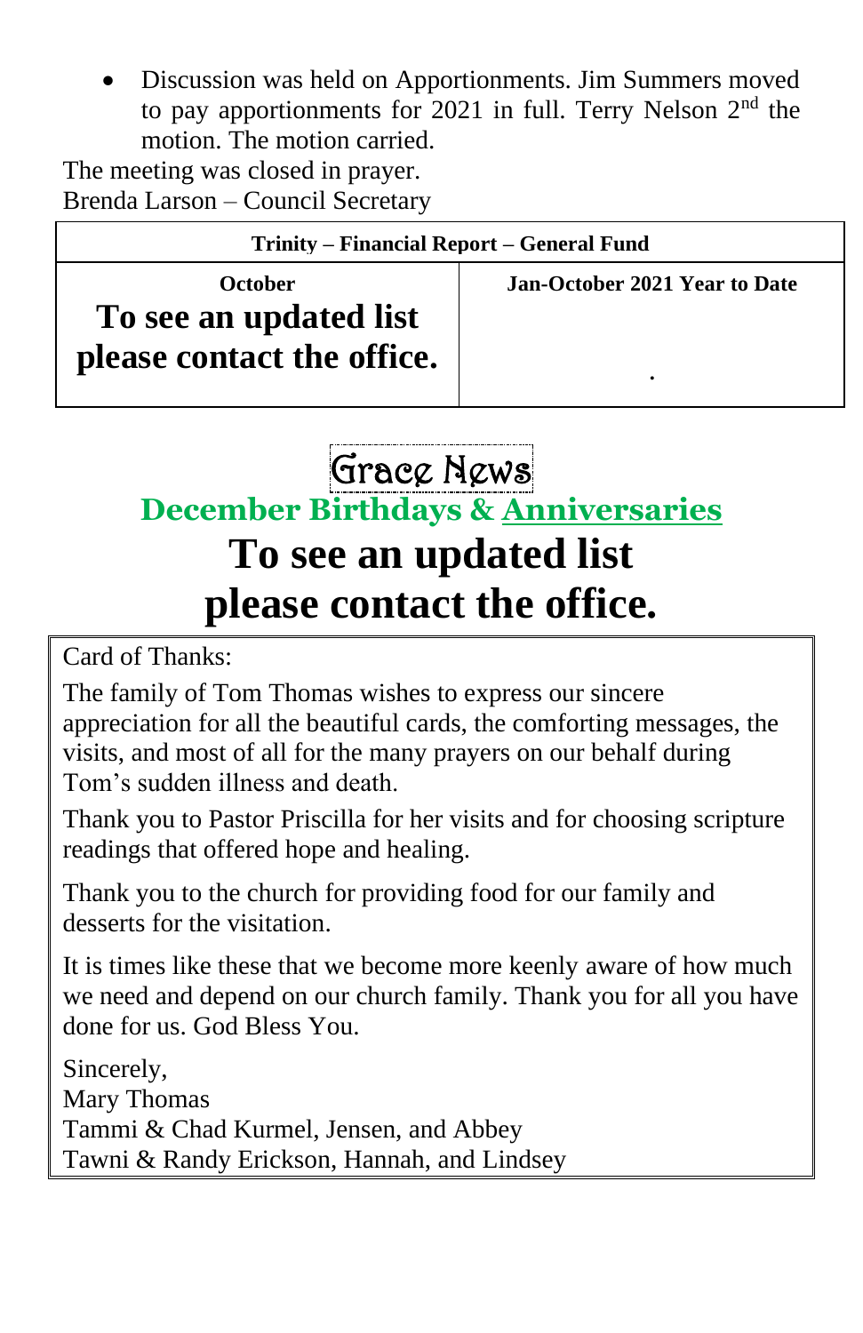- Discussion was held on Apportionments. Jim Summers moved to pay apportionments for 2021 in full. Terry Nelson 2nd the motion. The motion carried.

The meeting was closed in prayer.
Brenda Larson – Council Secretary

| **Trinity – Financial Report – General Fund** | |
|---|---|
| **October** **To see an updated list please contact the office.** | **Jan-October 2021 Year to Date** . |

# Grace News

## December Birthdays & Anniversaries

# To see an updated list please contact the office.

Card of Thanks:

The family of Tom Thomas wishes to express our sincere appreciation for all the beautiful cards, the comforting messages, the visits, and most of all for the many prayers on our behalf during Tom's sudden illness and death.

Thank you to Pastor Priscilla for her visits and for choosing scripture readings that offered hope and healing.

Thank you to the church for providing food for our family and desserts for the visitation.

It is times like these that we become more keenly aware of how much we need and depend on our church family. Thank you for all you have done for us. God Bless You.

Sincerely,
Mary Thomas
Tammi & Chad Kurmel, Jensen, and Abbey
Tawni & Randy Erickson, Hannah, and Lindsey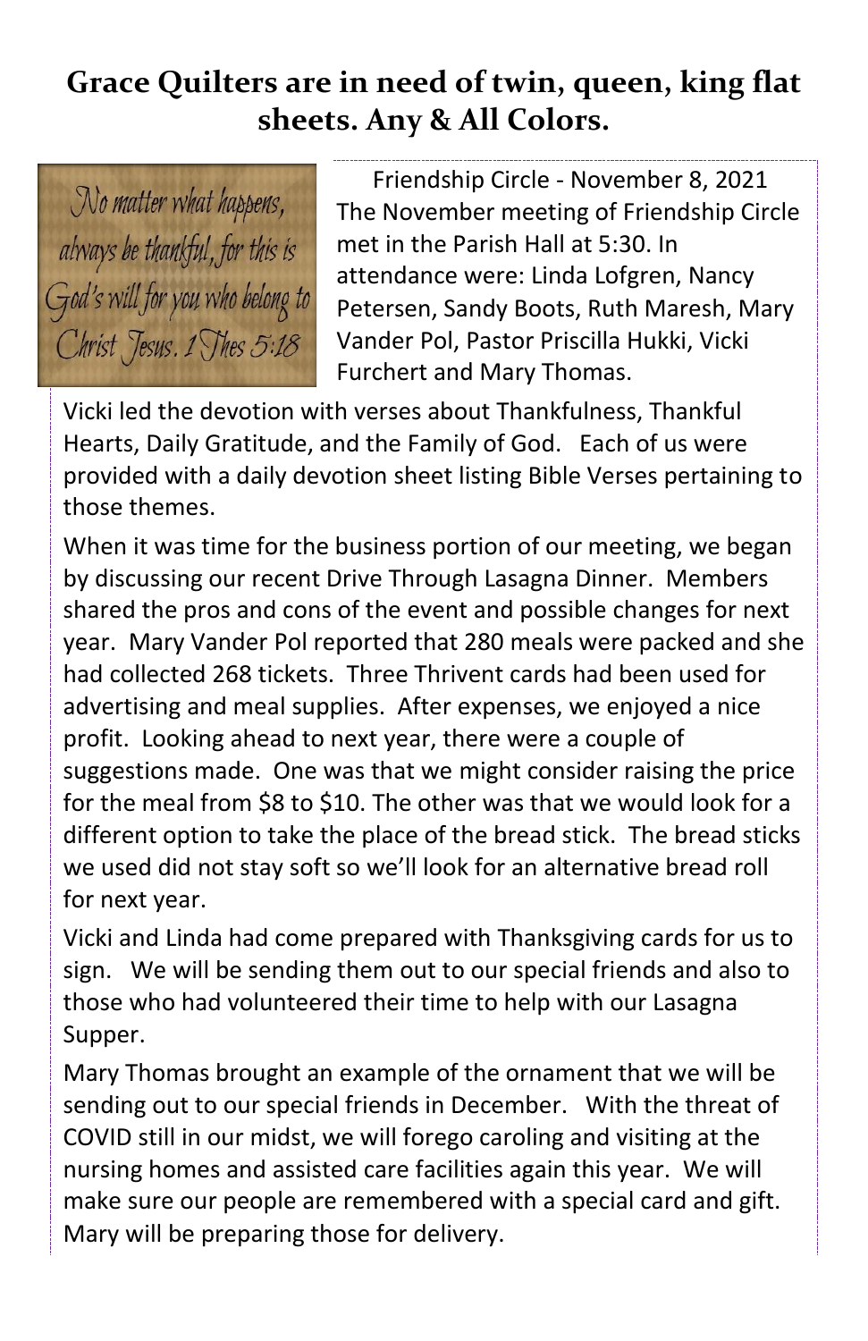# Grace Quilters are in need of twin, queen, king flat sheets. Any & All Colors.

No matter what happens, always be thankful, for this is God's will for you who belong to Christ Jesus. 1 Thes 5:18

Friendship Circle - November 8, 2021
The November meeting of Friendship Circle met in the Parish Hall at 5:30. In attendance were: Linda Lofgren, Nancy Petersen, Sandy Boots, Ruth Maresh, Mary Vander Pol, Pastor Priscilla Hukki, Vicki Furchert and Mary Thomas.

Vicki led the devotion with verses about Thankfulness, Thankful Hearts, Daily Gratitude, and the Family of God. Each of us were provided with a daily devotion sheet listing Bible Verses pertaining to those themes.

When it was time for the business portion of our meeting, we began by discussing our recent Drive Through Lasagna Dinner. Members shared the pros and cons of the event and possible changes for next year. Mary Vander Pol reported that 280 meals were packed and she had collected 268 tickets. Three Thrivent cards had been used for advertising and meal supplies. After expenses, we enjoyed a nice profit. Looking ahead to next year, there were a couple of suggestions made. One was that we might consider raising the price for the meal from $8 to $10. The other was that we would look for a different option to take the place of the bread stick. The bread sticks we used did not stay soft so we'll look for an alternative bread roll for next year.

Vicki and Linda had come prepared with Thanksgiving cards for us to sign. We will be sending them out to our special friends and also to those who had volunteered their time to help with our Lasagna Supper.

Mary Thomas brought an example of the ornament that we will be sending out to our special friends in December. With the threat of COVID still in our midst, we will forego caroling and visiting at the nursing homes and assisted care facilities again this year. We will make sure our people are remembered with a special card and gift. Mary will be preparing those for delivery.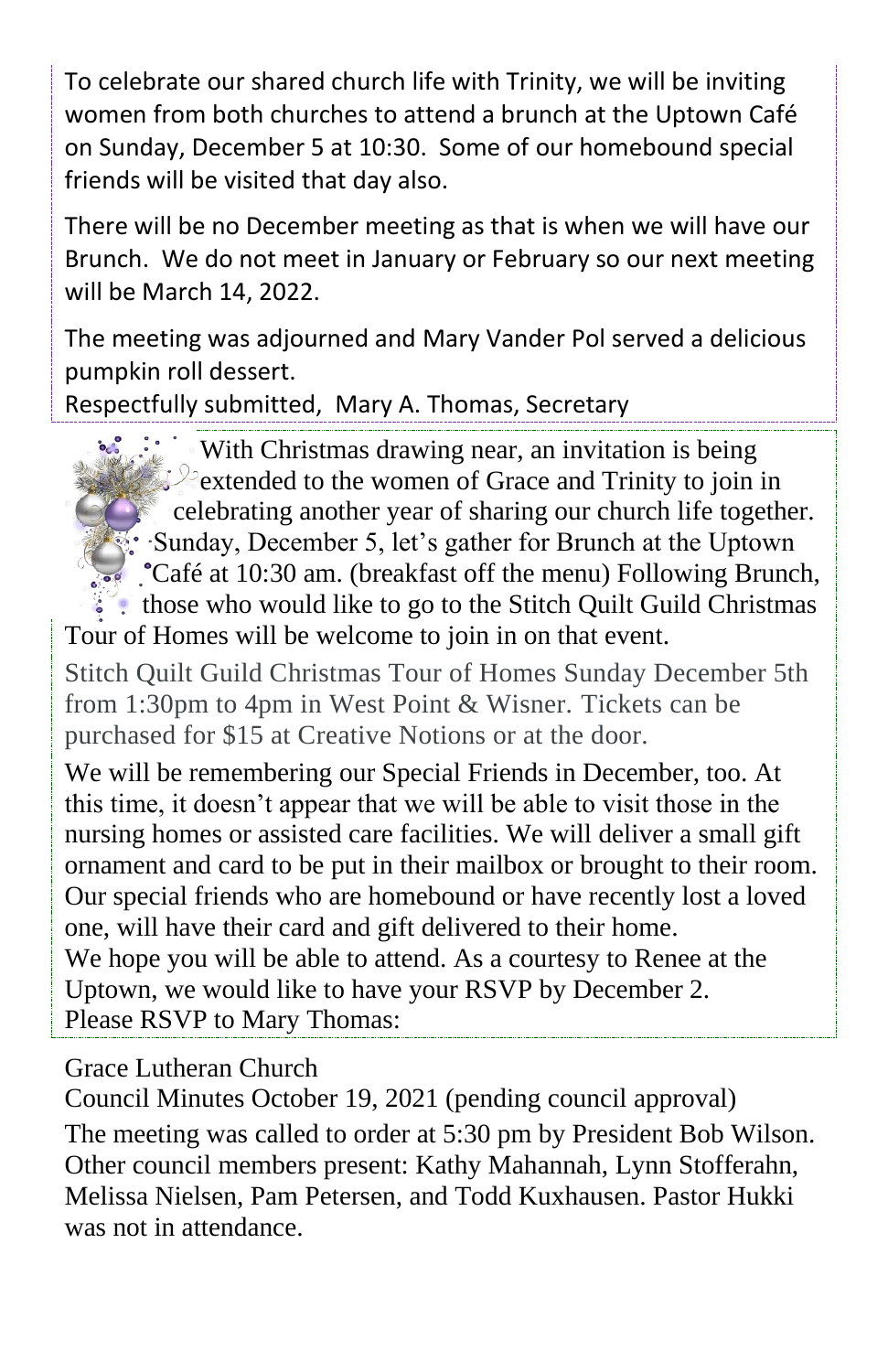To celebrate our shared church life with Trinity, we will be inviting women from both churches to attend a brunch at the Uptown Café on Sunday, December 5 at 10:30. Some of our homebound special friends will be visited that day also.

There will be no December meeting as that is when we will have our Brunch. We do not meet in January or February so our next meeting will be March 14, 2022.

The meeting was adjourned and Mary Vander Pol served a delicious pumpkin roll dessert.

Respectfully submitted, Mary A. Thomas, Secretary

With Christmas drawing near, an invitation is being extended to the women of Grace and Trinity to join in celebrating another year of sharing our church life together. Sunday, December 5, let's gather for Brunch at the Uptown Café at 10:30 am. (breakfast off the menu) Following Brunch, those who would like to go to the Stitch Quilt Guild Christmas Tour of Homes will be welcome to join in on that event.

Stitch Quilt Guild Christmas Tour of Homes Sunday December 5th from 1:30pm to 4pm in West Point & Wisner. Tickets can be purchased for $15 at Creative Notions or at the door.

We will be remembering our Special Friends in December, too. At this time, it doesn't appear that we will be able to visit those in the nursing homes or assisted care facilities. We will deliver a small gift ornament and card to be put in their mailbox or brought to their room. Our special friends who are homebound or have recently lost a loved one, will have their card and gift delivered to their home.

We hope you will be able to attend. As a courtesy to Renee at the Uptown, we would like to have your RSVP by December 2.

Please RSVP to Mary Thomas:

Grace Lutheran Church

Council Minutes October 19, 2021 (pending council approval)

The meeting was called to order at 5:30 pm by President Bob Wilson. Other council members present: Kathy Mahannah, Lynn Stofferahn, Melissa Nielsen, Pam Petersen, and Todd Kuxhausen. Pastor Hukki was not in attendance.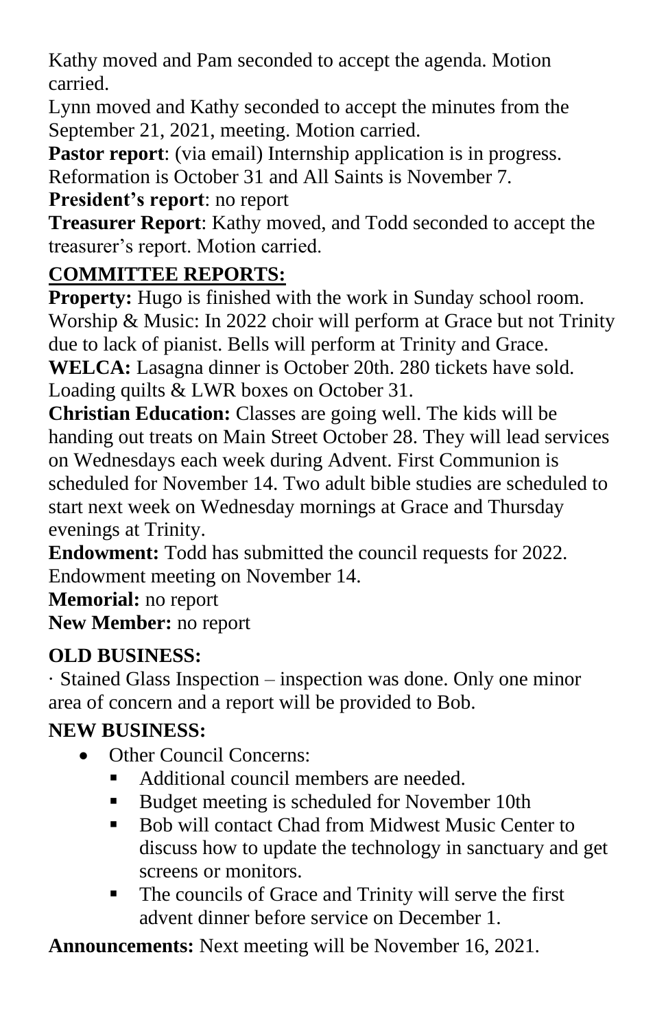Kathy moved and Pam seconded to accept the agenda. Motion carried.

Lynn moved and Kathy seconded to accept the minutes from the September 21, 2021, meeting. Motion carried.

**Pastor report**: (via email) Internship application is in progress. Reformation is October 31 and All Saints is November 7.

**President's report**: no report

**Treasurer Report**: Kathy moved, and Todd seconded to accept the treasurer's report. Motion carried.

## COMMITTEE REPORTS:

**Property:** Hugo is finished with the work in Sunday school room.

Worship & Music: In 2022 choir will perform at Grace but not Trinity due to lack of pianist. Bells will perform at Trinity and Grace.

**WELCA:** Lasagna dinner is October 20th. 280 tickets have sold. Loading quilts & LWR boxes on October 31.

**Christian Education:** Classes are going well. The kids will be handing out treats on Main Street October 28. They will lead services on Wednesdays each week during Advent. First Communion is scheduled for November 14. Two adult bible studies are scheduled to start next week on Wednesday mornings at Grace and Thursday evenings at Trinity.

**Endowment:** Todd has submitted the council requests for 2022. Endowment meeting on November 14.

**Memorial:** no report

**New Member:** no report

## OLD BUSINESS:

· Stained Glass Inspection – inspection was done. Only one minor area of concern and a report will be provided to Bob.

## NEW BUSINESS:

- Other Council Concerns:
  - Additional council members are needed.
  - Budget meeting is scheduled for November 10th
  - Bob will contact Chad from Midwest Music Center to discuss how to update the technology in sanctuary and get screens or monitors.
  - The councils of Grace and Trinity will serve the first advent dinner before service on December 1.

**Announcements:** Next meeting will be November 16, 2021.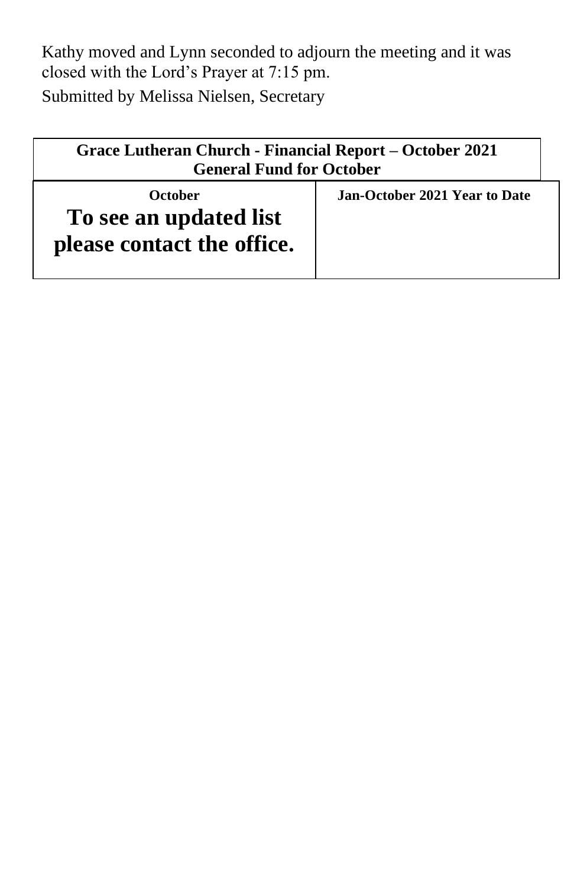Kathy moved and Lynn seconded to adjourn the meeting and it was closed with the Lord's Prayer at 7:15 pm.

Submitted by Melissa Nielsen, Secretary

| **Grace Lutheran Church - Financial Report – October 2021 General Fund for October** | |
|---|---|
| **October** **To see an updated list please contact the office.** | **Jan-October 2021 Year to Date** |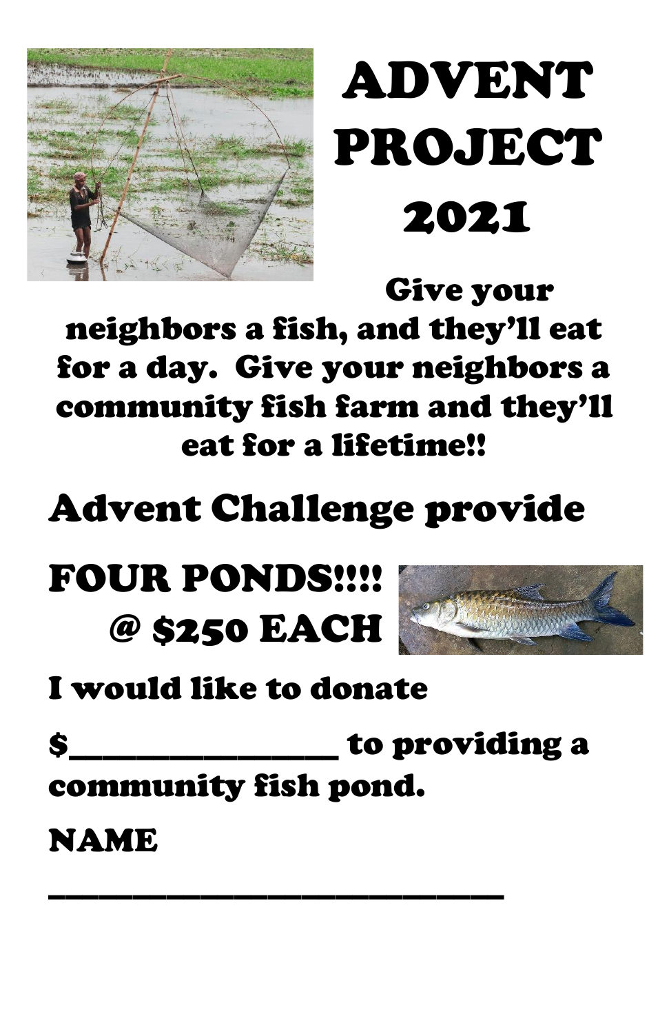# ADVENT PROJECT 2021

**Give your neighbors a fish, and they'll eat for a day. Give your neighbors a community fish farm and they'll eat for a lifetime!!**

## Advent Challenge provide

## FOUR PONDS!!!! @ $250 EACH

**I would like to donate**

**$_________________ to providing a community fish pond.**

**NAME**

**_____________________________**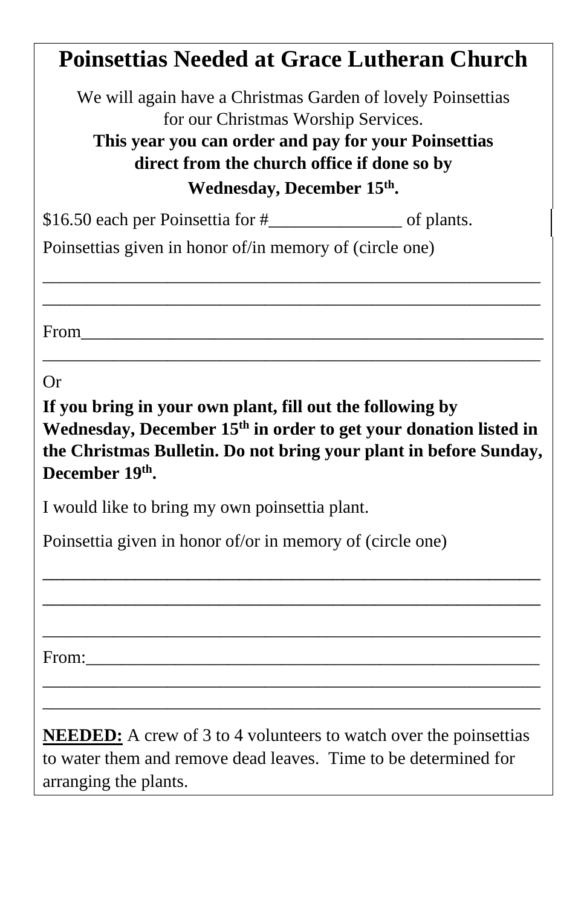# Poinsettias Needed at Grace Lutheran Church

We will again have a Christmas Garden of lovely Poinsettias for our Christmas Worship Services.

**This year you can order and pay for your Poinsettias direct from the church office if done so by Wednesday, December 15th.**

$16.50 each per Poinsettia for #_______________ of plants.

Poinsettias given in honor of/in memory of (circle one)

___________________________________________________________

___________________________________________________________

From________________________________________________________

___________________________________________________________

Or

**If you bring in your own plant, fill out the following by Wednesday, December 15th in order to get your donation listed in the Christmas Bulletin. Do not bring your plant in before Sunday, December 19th.**

I would like to bring my own poinsettia plant.

Poinsettia given in honor of/or in memory of (circle one)

___________________________________________________________

___________________________________________________________

___________________________________________________________

From:_______________________________________________________

___________________________________________________________

___________________________________________________________

**<u>NEEDED:</u>** A crew of 3 to 4 volunteers to watch over the poinsettias to water them and remove dead leaves. Time to be determined for arranging the plants.